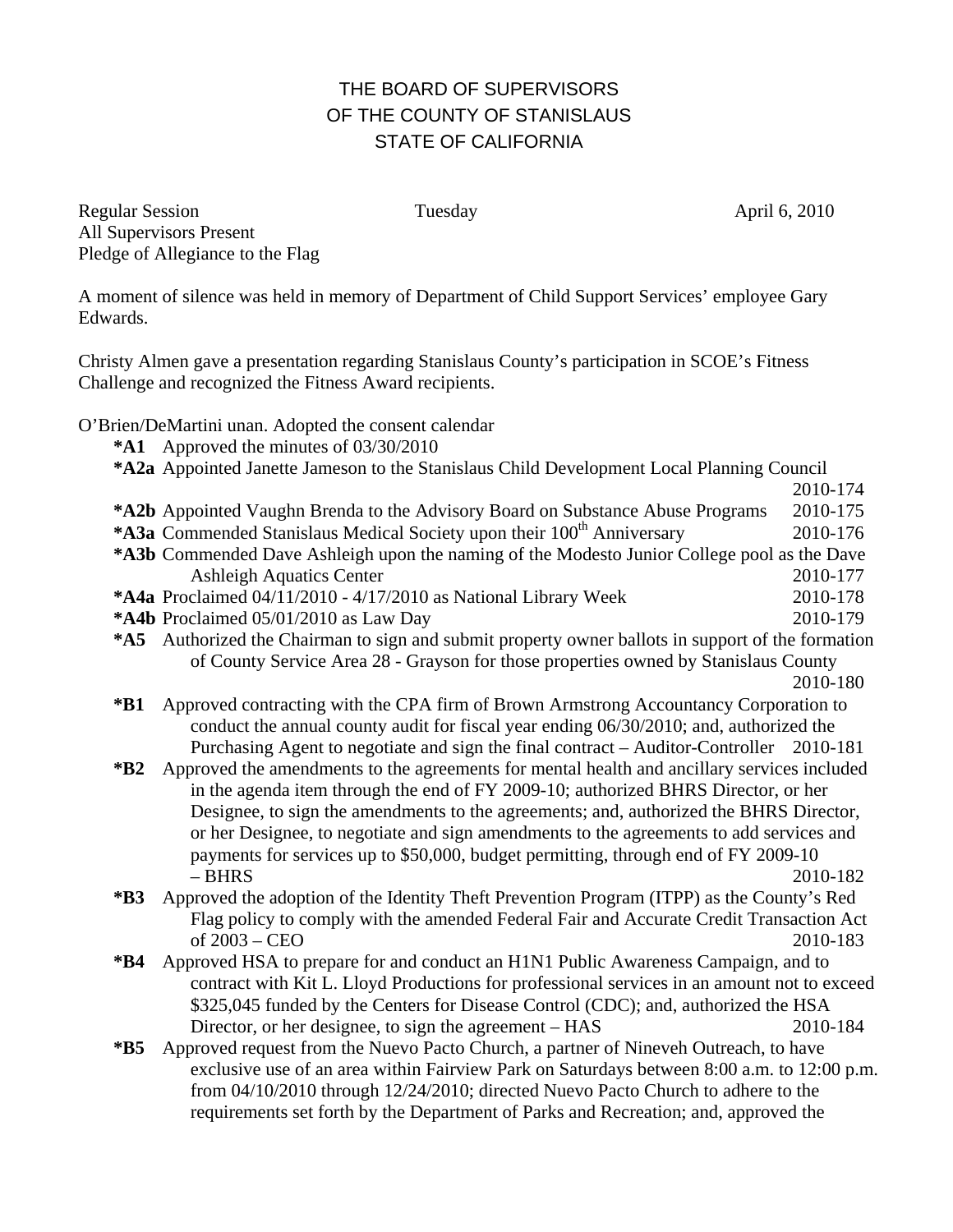# THE BOARD OF SUPERVISORS
# OF THE COUNTY OF STANISLAUS
# STATE OF CALIFORNIA

Regular Session Tuesday April 6, 2010
All Supervisors Present
Pledge of Allegiance to the Flag

A moment of silence was held in memory of Department of Child Support Services' employee Gary Edwards.

Christy Almen gave a presentation regarding Stanislaus County's participation in SCOE's Fitness Challenge and recognized the Fitness Award recipients.

O'Brien/DeMartini unan. Adopted the consent calendar

- ***A1** Approved the minutes of 03/30/2010
- ***A2a** Appointed Janette Jameson to the Stanislaus Child Development Local Planning Council 2010-174
- ***A2b** Appointed Vaughn Brenda to the Advisory Board on Substance Abuse Programs 2010-175
- ***A3a** Commended Stanislaus Medical Society upon their 100th Anniversary 2010-176
- ***A3b** Commended Dave Ashleigh upon the naming of the Modesto Junior College pool as the Dave Ashleigh Aquatics Center 2010-177
- ***A4a** Proclaimed 04/11/2010 - 4/17/2010 as National Library Week 2010-178
- ***A4b** Proclaimed 05/01/2010 as Law Day 2010-179
- ***A5** Authorized the Chairman to sign and submit property owner ballots in support of the formation of County Service Area 28 - Grayson for those properties owned by Stanislaus County 2010-180
- ***B1** Approved contracting with the CPA firm of Brown Armstrong Accountancy Corporation to conduct the annual county audit for fiscal year ending 06/30/2010; and, authorized the Purchasing Agent to negotiate and sign the final contract – Auditor-Controller 2010-181
- ***B2** Approved the amendments to the agreements for mental health and ancillary services included in the agenda item through the end of FY 2009-10; authorized BHRS Director, or her Designee, to sign the amendments to the agreements; and, authorized the BHRS Director, or her Designee, to negotiate and sign amendments to the agreements to add services and payments for services up to $50,000, budget permitting, through end of FY 2009-10 – BHRS 2010-182
- ***B3** Approved the adoption of the Identity Theft Prevention Program (ITPP) as the County's Red Flag policy to comply with the amended Federal Fair and Accurate Credit Transaction Act of 2003 – CEO 2010-183
- ***B4** Approved HSA to prepare for and conduct an H1N1 Public Awareness Campaign, and to contract with Kit L. Lloyd Productions for professional services in an amount not to exceed $325,045 funded by the Centers for Disease Control (CDC); and, authorized the HSA Director, or her designee, to sign the agreement – HAS 2010-184
- ***B5** Approved request from the Nuevo Pacto Church, a partner of Nineveh Outreach, to have exclusive use of an area within Fairview Park on Saturdays between 8:00 a.m. to 12:00 p.m. from 04/10/2010 through 12/24/2010; directed Nuevo Pacto Church to adhere to the requirements set forth by the Department of Parks and Recreation; and, approved the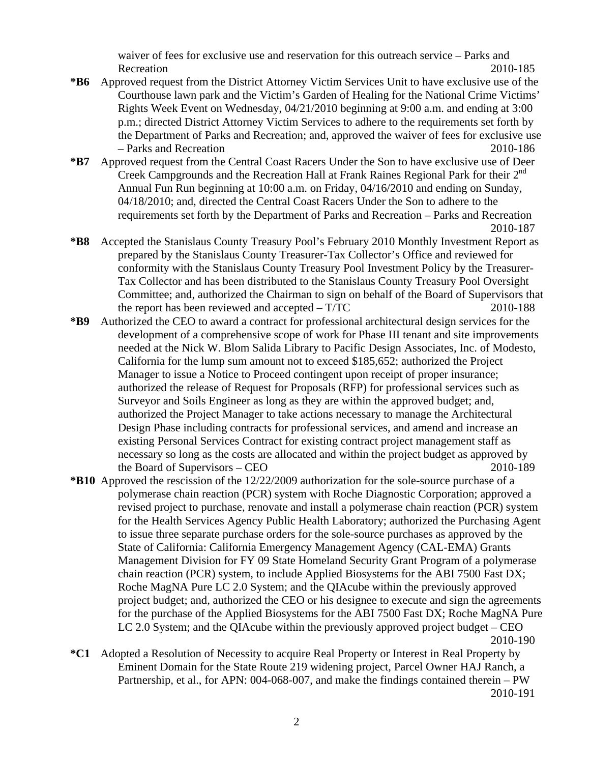waiver of fees for exclusive use and reservation for this outreach service – Parks and Recreation 2010-185

**\*B6** Approved request from the District Attorney Victim Services Unit to have exclusive use of the Courthouse lawn park and the Victim's Garden of Healing for the National Crime Victims' Rights Week Event on Wednesday, 04/21/2010 beginning at 9:00 a.m. and ending at 3:00 p.m.; directed District Attorney Victim Services to adhere to the requirements set forth by the Department of Parks and Recreation; and, approved the waiver of fees for exclusive use – Parks and Recreation 2010-186

**\*B7** Approved request from the Central Coast Racers Under the Son to have exclusive use of Deer Creek Campgrounds and the Recreation Hall at Frank Raines Regional Park for their 2nd Annual Fun Run beginning at 10:00 a.m. on Friday, 04/16/2010 and ending on Sunday, 04/18/2010; and, directed the Central Coast Racers Under the Son to adhere to the requirements set forth by the Department of Parks and Recreation – Parks and Recreation 2010-187

**\*B8** Accepted the Stanislaus County Treasury Pool's February 2010 Monthly Investment Report as prepared by the Stanislaus County Treasurer-Tax Collector's Office and reviewed for conformity with the Stanislaus County Treasury Pool Investment Policy by the Treasurer-Tax Collector and has been distributed to the Stanislaus County Treasury Pool Oversight Committee; and, authorized the Chairman to sign on behalf of the Board of Supervisors that the report has been reviewed and accepted – T/TC 2010-188

**\*B9** Authorized the CEO to award a contract for professional architectural design services for the development of a comprehensive scope of work for Phase III tenant and site improvements needed at the Nick W. Blom Salida Library to Pacific Design Associates, Inc. of Modesto, California for the lump sum amount not to exceed $185,652; authorized the Project Manager to issue a Notice to Proceed contingent upon receipt of proper insurance; authorized the release of Request for Proposals (RFP) for professional services such as Surveyor and Soils Engineer as long as they are within the approved budget; and, authorized the Project Manager to take actions necessary to manage the Architectural Design Phase including contracts for professional services, and amend and increase an existing Personal Services Contract for existing contract project management staff as necessary so long as the costs are allocated and within the project budget as approved by the Board of Supervisors – CEO 2010-189

**\*B10** Approved the rescission of the 12/22/2009 authorization for the sole-source purchase of a polymerase chain reaction (PCR) system with Roche Diagnostic Corporation; approved a revised project to purchase, renovate and install a polymerase chain reaction (PCR) system for the Health Services Agency Public Health Laboratory; authorized the Purchasing Agent to issue three separate purchase orders for the sole-source purchases as approved by the State of California: California Emergency Management Agency (CAL-EMA) Grants Management Division for FY 09 State Homeland Security Grant Program of a polymerase chain reaction (PCR) system, to include Applied Biosystems for the ABI 7500 Fast DX; Roche MagNA Pure LC 2.0 System; and the QIAcube within the previously approved project budget; and, authorized the CEO or his designee to execute and sign the agreements for the purchase of the Applied Biosystems for the ABI 7500 Fast DX; Roche MagNA Pure LC 2.0 System; and the QIAcube within the previously approved project budget – CEO 2010-190

**\*C1** Adopted a Resolution of Necessity to acquire Real Property or Interest in Real Property by Eminent Domain for the State Route 219 widening project, Parcel Owner HAJ Ranch, a Partnership, et al., for APN: 004-068-007, and make the findings contained therein – PW 2010-191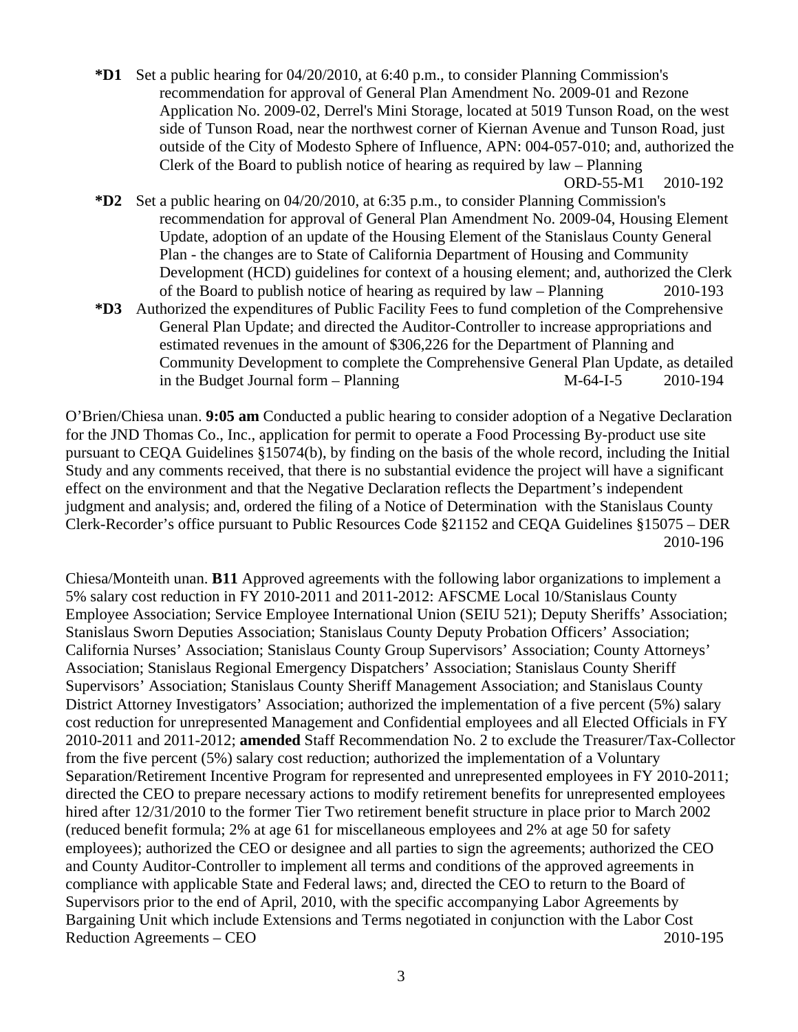**\*D1** Set a public hearing for 04/20/2010, at 6:40 p.m., to consider Planning Commission's recommendation for approval of General Plan Amendment No. 2009-01 and Rezone Application No. 2009-02, Derrel's Mini Storage, located at 5019 Tunson Road, on the west side of Tunson Road, near the northwest corner of Kiernan Avenue and Tunson Road, just outside of the City of Modesto Sphere of Influence, APN: 004-057-010; and, authorized the Clerk of the Board to publish notice of hearing as required by law – Planning ORD-55-M1 2010-192

**\*D2** Set a public hearing on 04/20/2010, at 6:35 p.m., to consider Planning Commission's recommendation for approval of General Plan Amendment No. 2009-04, Housing Element Update, adoption of an update of the Housing Element of the Stanislaus County General Plan - the changes are to State of California Department of Housing and Community Development (HCD) guidelines for context of a housing element; and, authorized the Clerk of the Board to publish notice of hearing as required by law – Planning 2010-193

**\*D3** Authorized the expenditures of Public Facility Fees to fund completion of the Comprehensive General Plan Update; and directed the Auditor-Controller to increase appropriations and estimated revenues in the amount of $306,226 for the Department of Planning and Community Development to complete the Comprehensive General Plan Update, as detailed in the Budget Journal form – Planning M-64-I-5 2010-194

O'Brien/Chiesa unan. **9:05 am** Conducted a public hearing to consider adoption of a Negative Declaration for the JND Thomas Co., Inc., application for permit to operate a Food Processing By-product use site pursuant to CEQA Guidelines §15074(b), by finding on the basis of the whole record, including the Initial Study and any comments received, that there is no substantial evidence the project will have a significant effect on the environment and that the Negative Declaration reflects the Department's independent judgment and analysis; and, ordered the filing of a Notice of Determination with the Stanislaus County Clerk-Recorder's office pursuant to Public Resources Code §21152 and CEQA Guidelines §15075 – DER 2010-196

Chiesa/Monteith unan. **B11** Approved agreements with the following labor organizations to implement a 5% salary cost reduction in FY 2010-2011 and 2011-2012: AFSCME Local 10/Stanislaus County Employee Association; Service Employee International Union (SEIU 521); Deputy Sheriffs' Association; Stanislaus Sworn Deputies Association; Stanislaus County Deputy Probation Officers' Association; California Nurses' Association; Stanislaus County Group Supervisors' Association; County Attorneys' Association; Stanislaus Regional Emergency Dispatchers' Association; Stanislaus County Sheriff Supervisors' Association; Stanislaus County Sheriff Management Association; and Stanislaus County District Attorney Investigators' Association; authorized the implementation of a five percent (5%) salary cost reduction for unrepresented Management and Confidential employees and all Elected Officials in FY 2010-2011 and 2011-2012; **amended** Staff Recommendation No. 2 to exclude the Treasurer/Tax-Collector from the five percent (5%) salary cost reduction; authorized the implementation of a Voluntary Separation/Retirement Incentive Program for represented and unrepresented employees in FY 2010-2011; directed the CEO to prepare necessary actions to modify retirement benefits for unrepresented employees hired after 12/31/2010 to the former Tier Two retirement benefit structure in place prior to March 2002 (reduced benefit formula; 2% at age 61 for miscellaneous employees and 2% at age 50 for safety employees); authorized the CEO or designee and all parties to sign the agreements; authorized the CEO and County Auditor-Controller to implement all terms and conditions of the approved agreements in compliance with applicable State and Federal laws; and, directed the CEO to return to the Board of Supervisors prior to the end of April, 2010, with the specific accompanying Labor Agreements by Bargaining Unit which include Extensions and Terms negotiated in conjunction with the Labor Cost Reduction Agreements – CEO 2010-195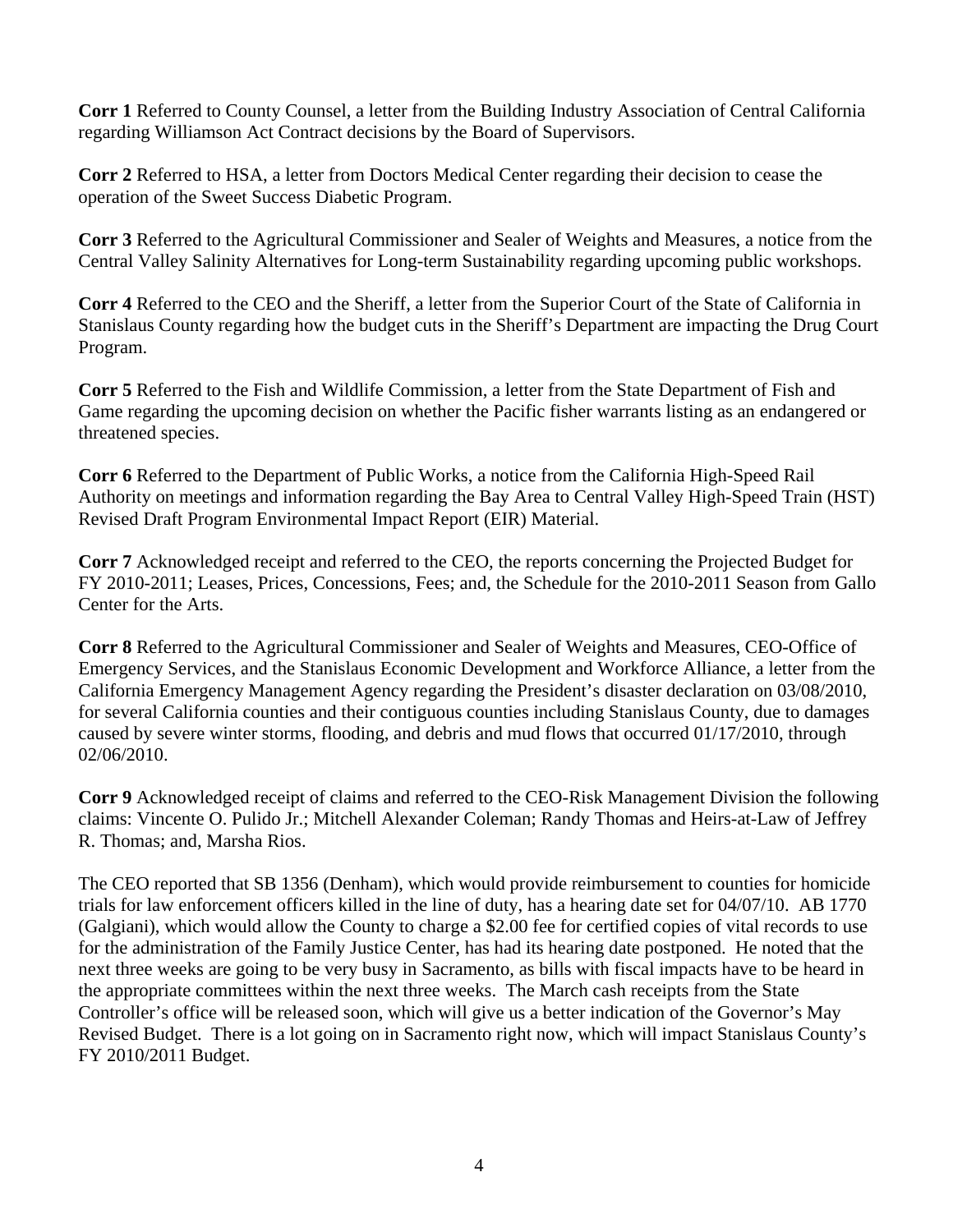**Corr 1** Referred to County Counsel, a letter from the Building Industry Association of Central California regarding Williamson Act Contract decisions by the Board of Supervisors.

**Corr 2** Referred to HSA, a letter from Doctors Medical Center regarding their decision to cease the operation of the Sweet Success Diabetic Program.

**Corr 3** Referred to the Agricultural Commissioner and Sealer of Weights and Measures, a notice from the Central Valley Salinity Alternatives for Long-term Sustainability regarding upcoming public workshops.

**Corr 4** Referred to the CEO and the Sheriff, a letter from the Superior Court of the State of California in Stanislaus County regarding how the budget cuts in the Sheriff's Department are impacting the Drug Court Program.

**Corr 5** Referred to the Fish and Wildlife Commission, a letter from the State Department of Fish and Game regarding the upcoming decision on whether the Pacific fisher warrants listing as an endangered or threatened species.

**Corr 6** Referred to the Department of Public Works, a notice from the California High-Speed Rail Authority on meetings and information regarding the Bay Area to Central Valley High-Speed Train (HST) Revised Draft Program Environmental Impact Report (EIR) Material.

**Corr 7** Acknowledged receipt and referred to the CEO, the reports concerning the Projected Budget for FY 2010-2011; Leases, Prices, Concessions, Fees; and, the Schedule for the 2010-2011 Season from Gallo Center for the Arts.

**Corr 8** Referred to the Agricultural Commissioner and Sealer of Weights and Measures, CEO-Office of Emergency Services, and the Stanislaus Economic Development and Workforce Alliance, a letter from the California Emergency Management Agency regarding the President's disaster declaration on 03/08/2010, for several California counties and their contiguous counties including Stanislaus County, due to damages caused by severe winter storms, flooding, and debris and mud flows that occurred 01/17/2010, through 02/06/2010.

**Corr 9** Acknowledged receipt of claims and referred to the CEO-Risk Management Division the following claims: Vincente O. Pulido Jr.; Mitchell Alexander Coleman; Randy Thomas and Heirs-at-Law of Jeffrey R. Thomas; and, Marsha Rios.

The CEO reported that SB 1356 (Denham), which would provide reimbursement to counties for homicide trials for law enforcement officers killed in the line of duty, has a hearing date set for 04/07/10. AB 1770 (Galgiani), which would allow the County to charge a $2.00 fee for certified copies of vital records to use for the administration of the Family Justice Center, has had its hearing date postponed. He noted that the next three weeks are going to be very busy in Sacramento, as bills with fiscal impacts have to be heard in the appropriate committees within the next three weeks. The March cash receipts from the State Controller's office will be released soon, which will give us a better indication of the Governor's May Revised Budget. There is a lot going on in Sacramento right now, which will impact Stanislaus County's FY 2010/2011 Budget.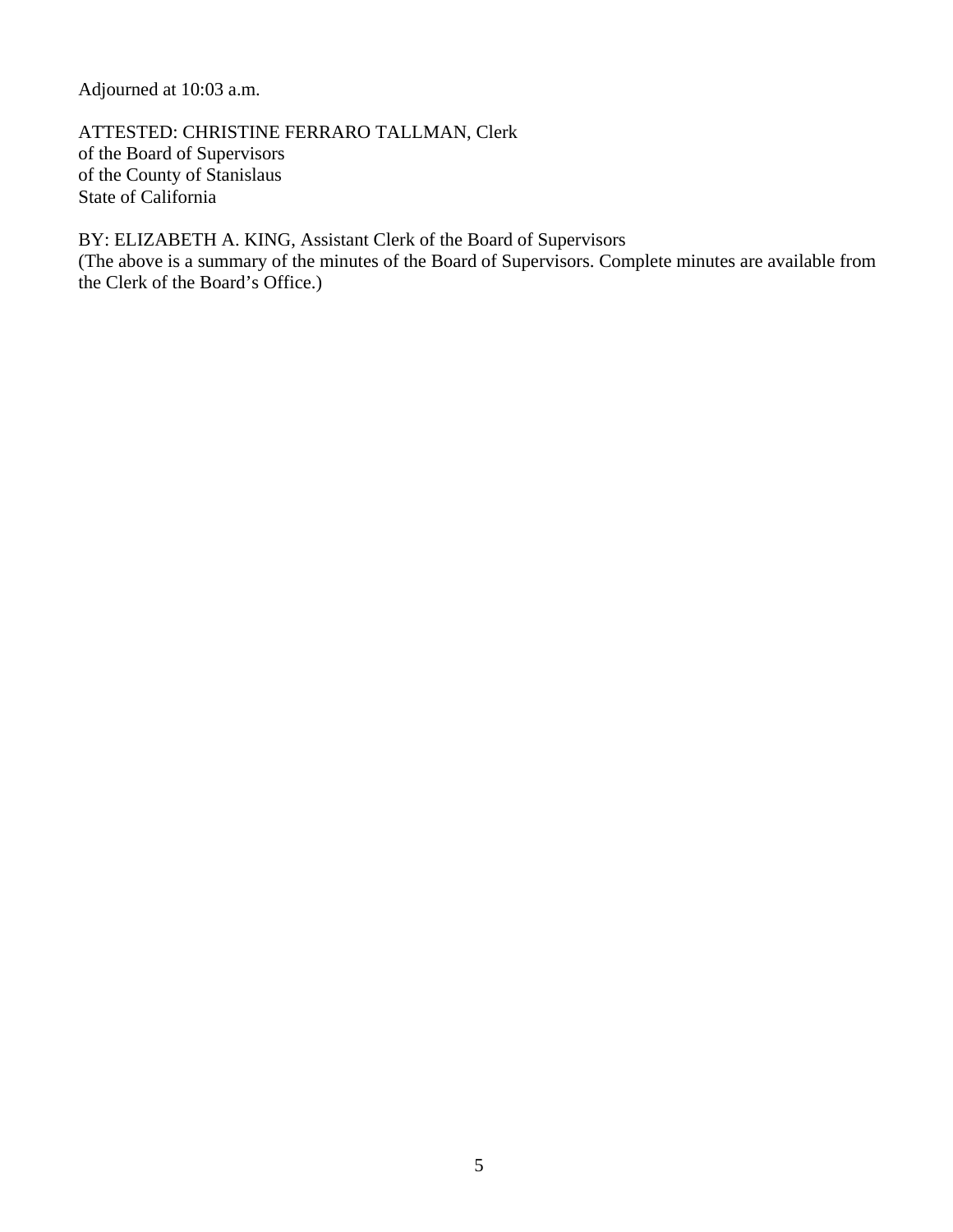Adjourned at 10:03 a.m.

ATTESTED: CHRISTINE FERRARO TALLMAN, Clerk
of the Board of Supervisors
of the County of Stanislaus
State of California

BY: ELIZABETH A. KING, Assistant Clerk of the Board of Supervisors
(The above is a summary of the minutes of the Board of Supervisors. Complete minutes are available from the Clerk of the Board's Office.)